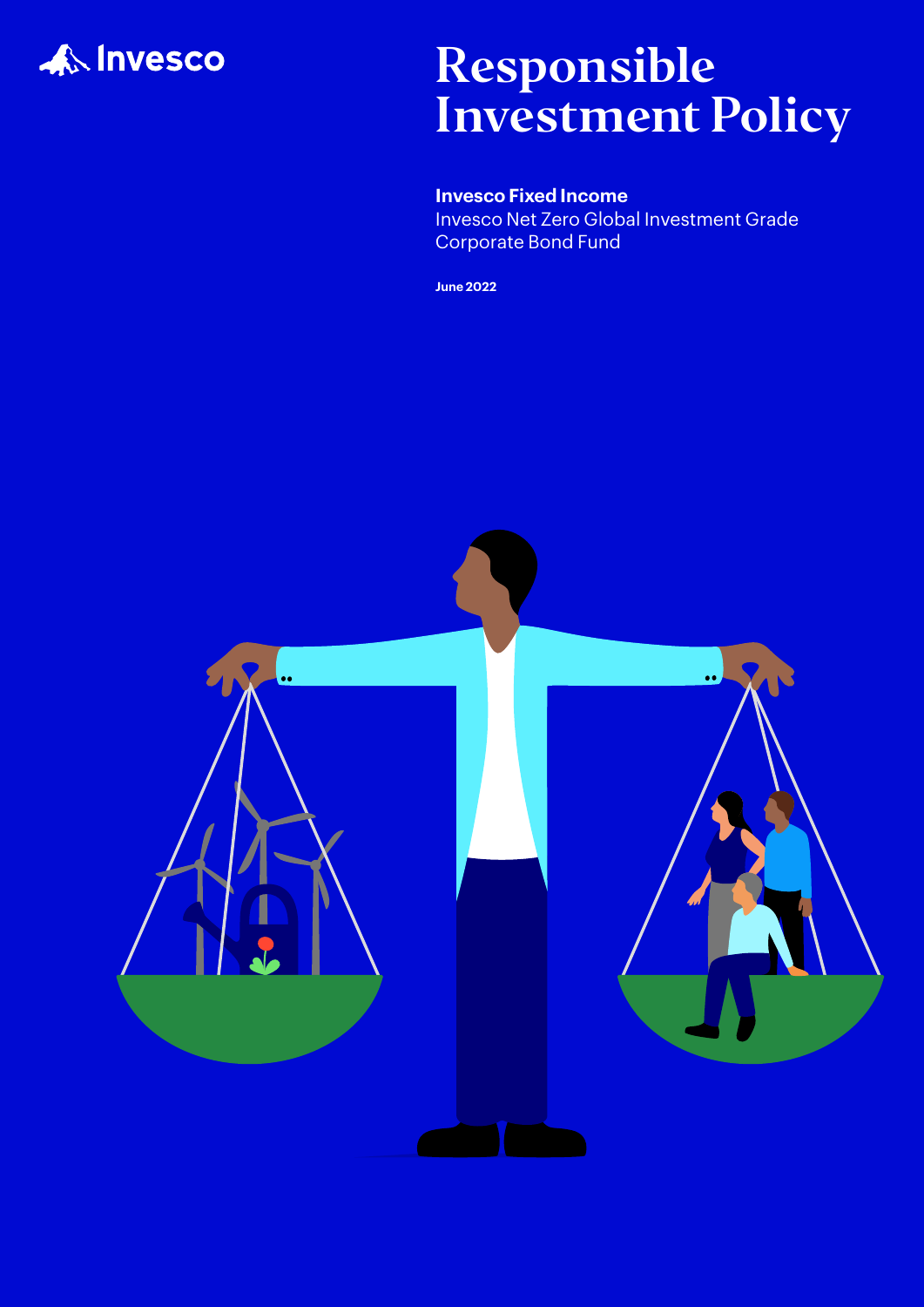Invesco

# Responsible Investment Policy

**Invesco Fixed Income**
Invesco Net Zero Global Investment Grade Corporate Bond Fund

**June 2022**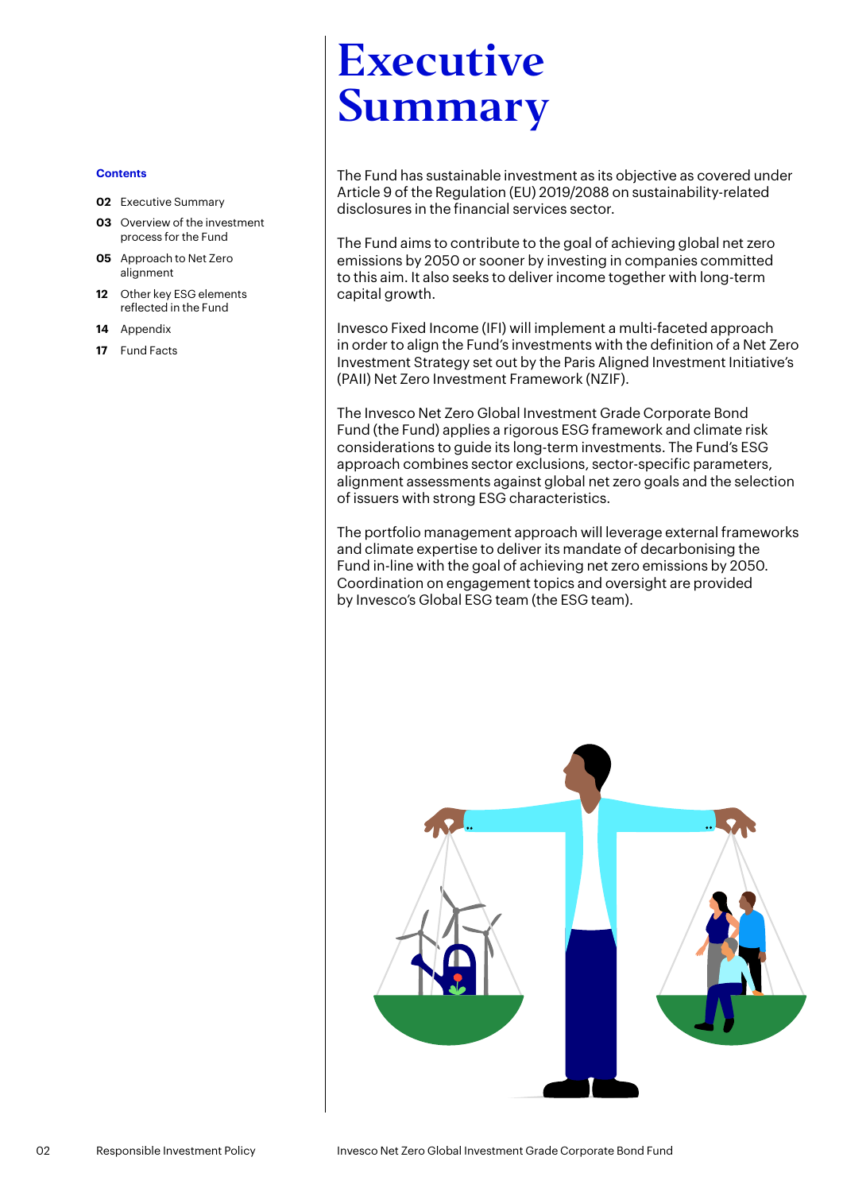# Executive Summary

**Contents**

- **02** Executive Summary
- **03** Overview of the investment process for the Fund
- **05** Approach to Net Zero alignment
- **12** Other key ESG elements reflected in the Fund
- **14** Appendix
- **17** Fund Facts

The Fund has sustainable investment as its objective as covered under Article 9 of the Regulation (EU) 2019/2088 on sustainability-related disclosures in the financial services sector.

The Fund aims to contribute to the goal of achieving global net zero emissions by 2050 or sooner by investing in companies committed to this aim. It also seeks to deliver income together with long-term capital growth.

Invesco Fixed Income (IFI) will implement a multi-faceted approach in order to align the Fund's investments with the definition of a Net Zero Investment Strategy set out by the Paris Aligned Investment Initiative's (PAII) Net Zero Investment Framework (NZIF).

The Invesco Net Zero Global Investment Grade Corporate Bond Fund (the Fund) applies a rigorous ESG framework and climate risk considerations to guide its long-term investments. The Fund's ESG approach combines sector exclusions, sector-specific parameters, alignment assessments against global net zero goals and the selection of issuers with strong ESG characteristics.

The portfolio management approach will leverage external frameworks and climate expertise to deliver its mandate of decarbonising the Fund in-line with the goal of achieving net zero emissions by 2050. Coordination on engagement topics and oversight are provided by Invesco's Global ESG team (the ESG team).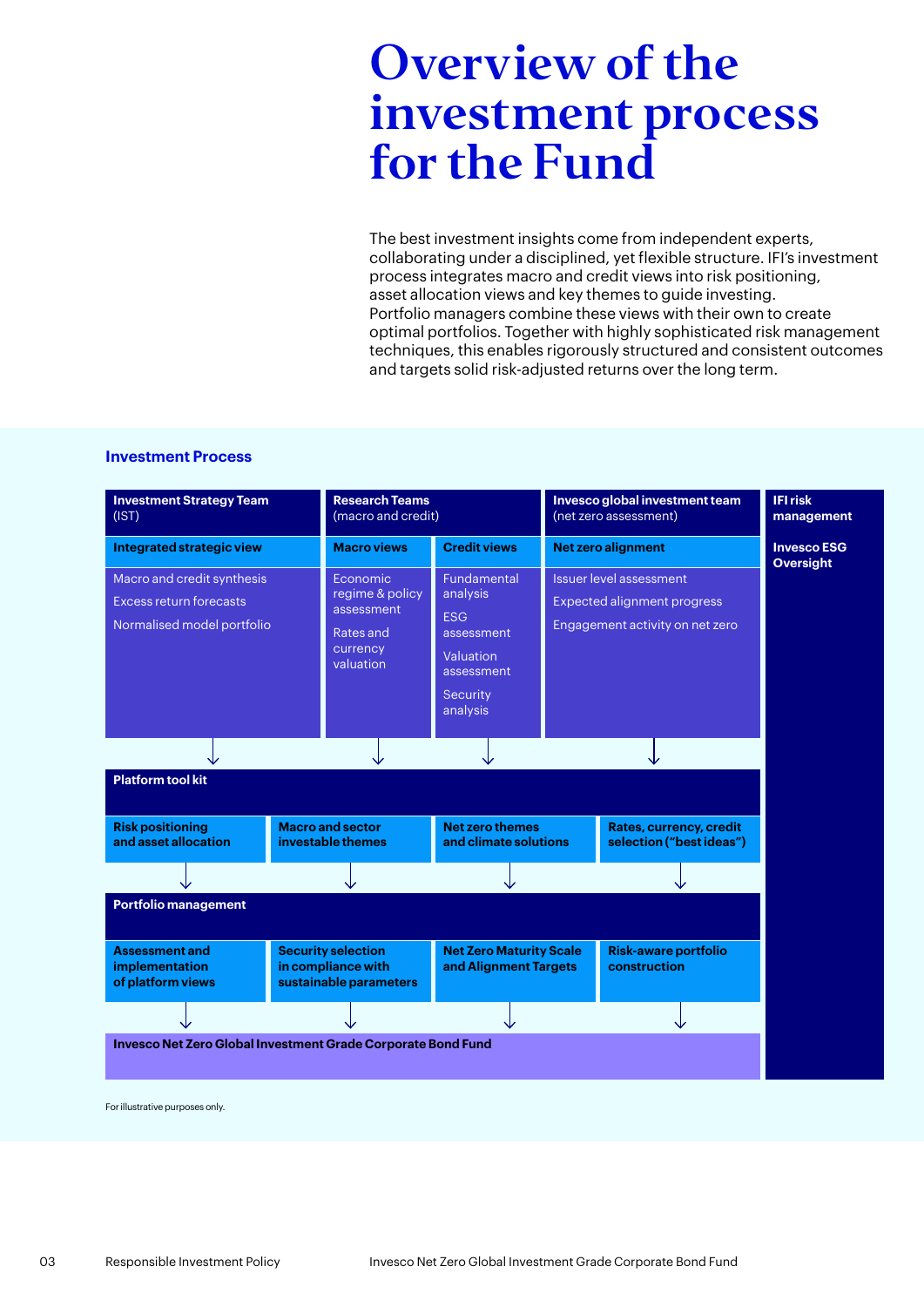# Overview of the investment process for the Fund

The best investment insights come from independent experts, collaborating under a disciplined, yet flexible structure. IFI's investment process integrates macro and credit views into risk positioning, asset allocation views and key themes to guide investing. Portfolio managers combine these views with their own to create optimal portfolios. Together with highly sophisticated risk management techniques, this enables rigorously structured and consistent outcomes and targets solid risk-adjusted returns over the long term.

### Investment Process

**Investment Strategy Team** (IST)

**Integrated strategic view**
- Macro and credit synthesis
- Excess return forecasts
- Normalised model portfolio

**Research Teams** (macro and credit)

**Macro views**
- Economic regime & policy assessment
- Rates and currency valuation

**Credit views**
- Fundamental analysis
- ESG assessment
- Valuation assessment
- Security analysis

**Invesco global investment team** (net zero assessment)

**Net zero alignment**
- Issuer level assessment
- Expected alignment progress
- Engagement activity on net zero

↓

**Platform tool kit**
- **Risk positioning and asset allocation**
- **Macro and sector investable themes**
- **Net zero themes and climate solutions**
- **Rates, currency, credit selection ("best ideas")**

↓

**Portfolio management**
- **Assessment and implementation of platform views**
- **Security selection in compliance with sustainable parameters**
- **Net Zero Maturity Scale and Alignment Targets**
- **Risk-aware portfolio construction**

↓

**Invesco Net Zero Global Investment Grade Corporate Bond Fund**

**IFI risk management**

**Invesco ESG Oversight**

For illustrative purposes only.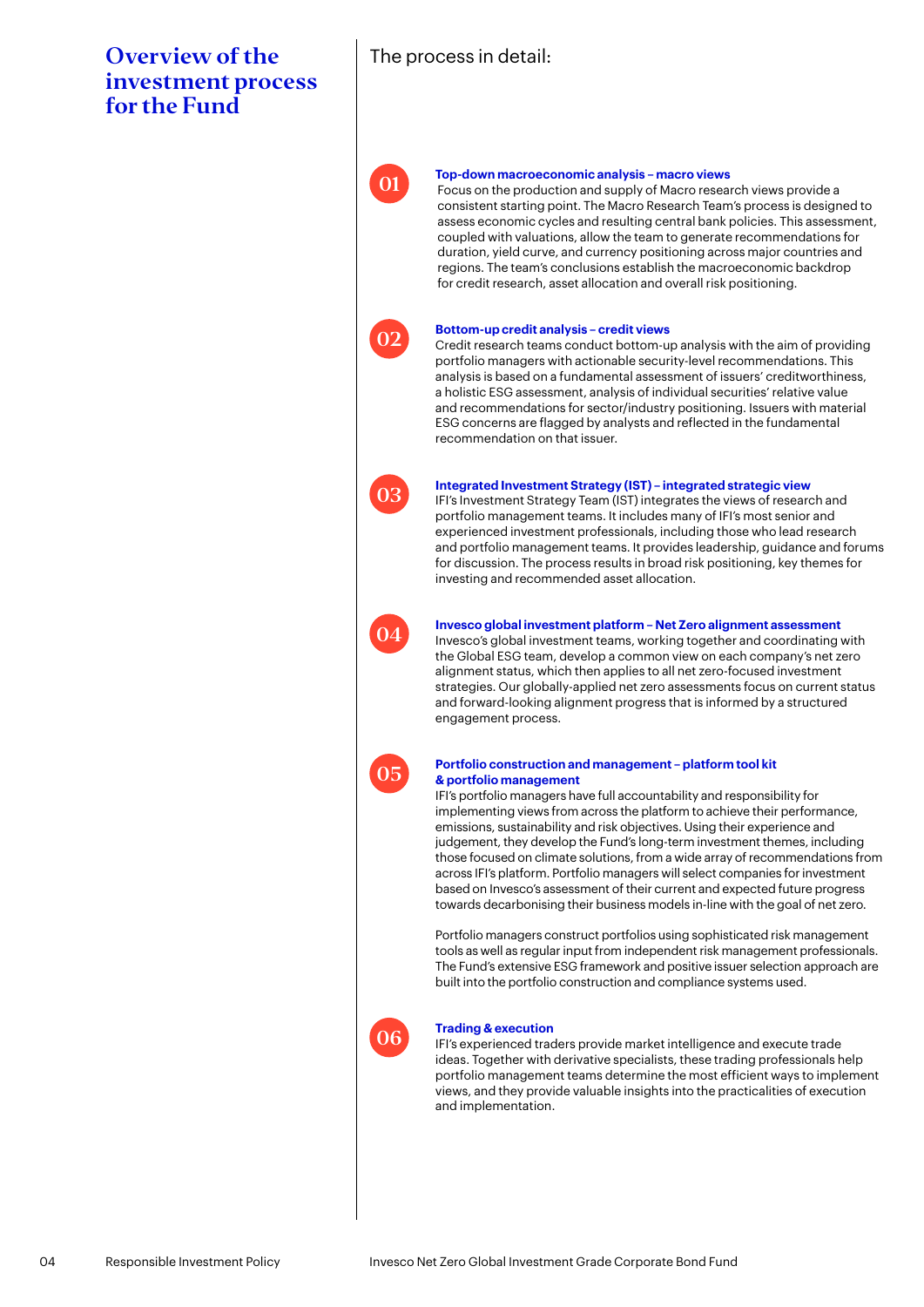# Overview of the investment process for the Fund

The process in detail:

### 01 Top-down macroeconomic analysis – macro views

Focus on the production and supply of Macro research views provide a consistent starting point. The Macro Research Team's process is designed to assess economic cycles and resulting central bank policies. This assessment, coupled with valuations, allow the team to generate recommendations for duration, yield curve, and currency positioning across major countries and regions. The team's conclusions establish the macroeconomic backdrop for credit research, asset allocation and overall risk positioning.

### 02 Bottom-up credit analysis – credit views

Credit research teams conduct bottom-up analysis with the aim of providing portfolio managers with actionable security-level recommendations. This analysis is based on a fundamental assessment of issuers' creditworthiness, a holistic ESG assessment, analysis of individual securities' relative value and recommendations for sector/industry positioning. Issuers with material ESG concerns are flagged by analysts and reflected in the fundamental recommendation on that issuer.

### 03 Integrated Investment Strategy (IST) – integrated strategic view

IFI's Investment Strategy Team (IST) integrates the views of research and portfolio management teams. It includes many of IFI's most senior and experienced investment professionals, including those who lead research and portfolio management teams. It provides leadership, guidance and forums for discussion. The process results in broad risk positioning, key themes for investing and recommended asset allocation.

### 04 Invesco global investment platform – Net Zero alignment assessment

Invesco's global investment teams, working together and coordinating with the Global ESG team, develop a common view on each company's net zero alignment status, which then applies to all net zero-focused investment strategies. Our globally-applied net zero assessments focus on current status and forward-looking alignment progress that is informed by a structured engagement process.

### 05 Portfolio construction and management – platform tool kit & portfolio management

IFI's portfolio managers have full accountability and responsibility for implementing views from across the platform to achieve their performance, emissions, sustainability and risk objectives. Using their experience and judgement, they develop the Fund's long-term investment themes, including those focused on climate solutions, from a wide array of recommendations from across IFI's platform. Portfolio managers will select companies for investment based on Invesco's assessment of their current and expected future progress towards decarbonising their business models in-line with the goal of net zero.

Portfolio managers construct portfolios using sophisticated risk management tools as well as regular input from independent risk management professionals. The Fund's extensive ESG framework and positive issuer selection approach are built into the portfolio construction and compliance systems used.

### 06 Trading & execution

IFI's experienced traders provide market intelligence and execute trade ideas. Together with derivative specialists, these trading professionals help portfolio management teams determine the most efficient ways to implement views, and they provide valuable insights into the practicalities of execution and implementation.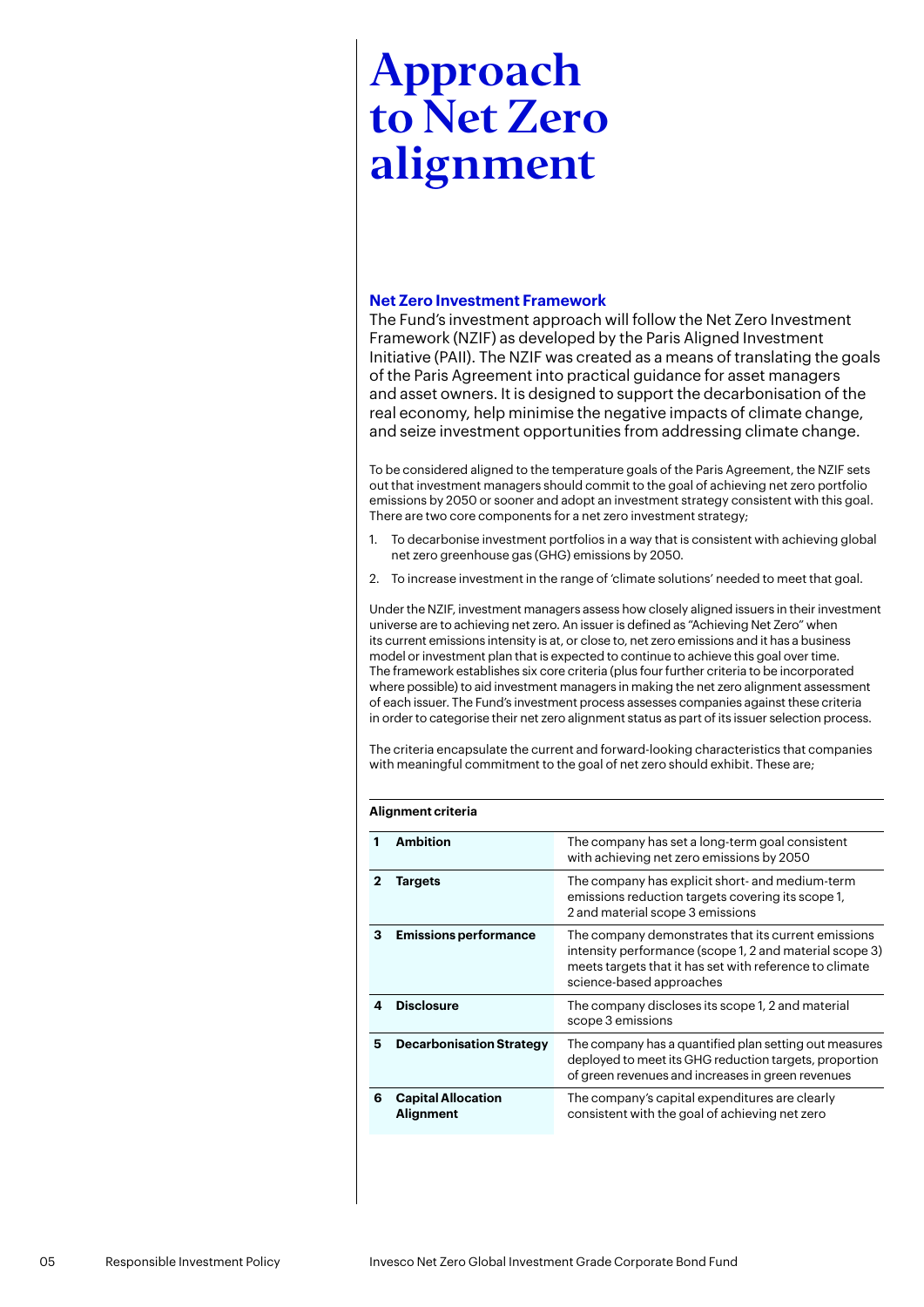# Approach to Net Zero alignment

### Net Zero Investment Framework

The Fund's investment approach will follow the Net Zero Investment Framework (NZIF) as developed by the Paris Aligned Investment Initiative (PAII). The NZIF was created as a means of translating the goals of the Paris Agreement into practical guidance for asset managers and asset owners. It is designed to support the decarbonisation of the real economy, help minimise the negative impacts of climate change, and seize investment opportunities from addressing climate change.

To be considered aligned to the temperature goals of the Paris Agreement, the NZIF sets out that investment managers should commit to the goal of achieving net zero portfolio emissions by 2050 or sooner and adopt an investment strategy consistent with this goal. There are two core components for a net zero investment strategy;

1. To decarbonise investment portfolios in a way that is consistent with achieving global net zero greenhouse gas (GHG) emissions by 2050.
2. To increase investment in the range of 'climate solutions' needed to meet that goal.

Under the NZIF, investment managers assess how closely aligned issuers in their investment universe are to achieving net zero. An issuer is defined as "Achieving Net Zero" when its current emissions intensity is at, or close to, net zero emissions and it has a business model or investment plan that is expected to continue to achieve this goal over time. The framework establishes six core criteria (plus four further criteria to be incorporated where possible) to aid investment managers in making the net zero alignment assessment of each issuer. The Fund's investment process assesses companies against these criteria in order to categorise their net zero alignment status as part of its issuer selection process.

The criteria encapsulate the current and forward-looking characteristics that companies with meaningful commitment to the goal of net zero should exhibit. These are;

**Alignment criteria**

| | | |
|---|---|---|
| **1** | **Ambition** | The company has set a long-term goal consistent with achieving net zero emissions by 2050 |
| **2** | **Targets** | The company has explicit short- and medium-term emissions reduction targets covering its scope 1, 2 and material scope 3 emissions |
| **3** | **Emissions performance** | The company demonstrates that its current emissions intensity performance (scope 1, 2 and material scope 3) meets targets that it has set with reference to climate science-based approaches |
| **4** | **Disclosure** | The company discloses its scope 1, 2 and material scope 3 emissions |
| **5** | **Decarbonisation Strategy** | The company has a quantified plan setting out measures deployed to meet its GHG reduction targets, proportion of green revenues and increases in green revenues |
| **6** | **Capital Allocation Alignment** | The company's capital expenditures are clearly consistent with the goal of achieving net zero |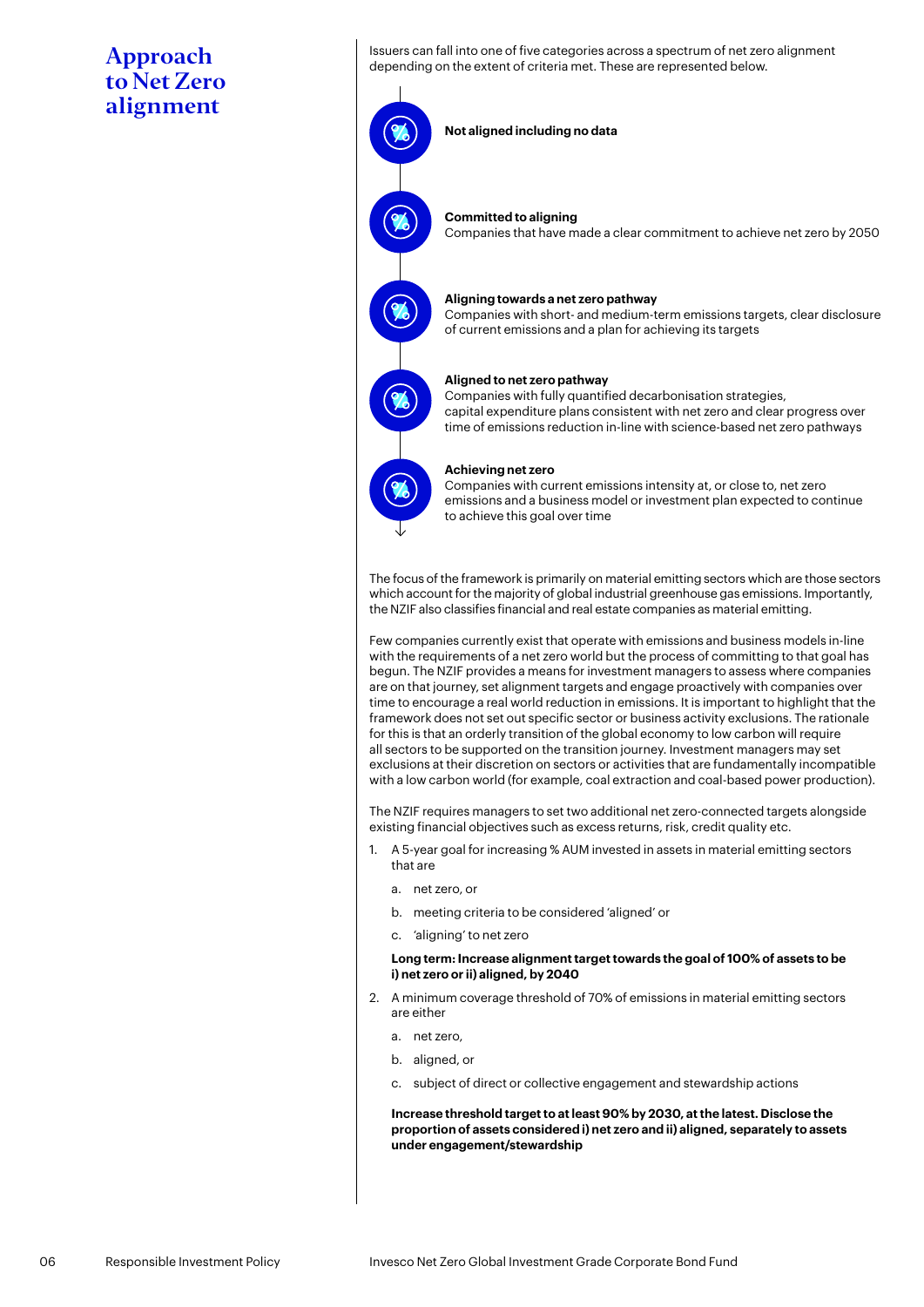# Approach to Net Zero alignment

Issuers can fall into one of five categories across a spectrum of net zero alignment depending on the extent of criteria met. These are represented below.

**Not aligned including no data**

**Committed to aligning**
Companies that have made a clear commitment to achieve net zero by 2050

**Aligning towards a net zero pathway**
Companies with short- and medium-term emissions targets, clear disclosure of current emissions and a plan for achieving its targets

**Aligned to net zero pathway**
Companies with fully quantified decarbonisation strategies, capital expenditure plans consistent with net zero and clear progress over time of emissions reduction in-line with science-based net zero pathways

**Achieving net zero**
Companies with current emissions intensity at, or close to, net zero emissions and a business model or investment plan expected to continue to achieve this goal over time

The focus of the framework is primarily on material emitting sectors which are those sectors which account for the majority of global industrial greenhouse gas emissions. Importantly, the NZIF also classifies financial and real estate companies as material emitting.

Few companies currently exist that operate with emissions and business models in-line with the requirements of a net zero world but the process of committing to that goal has begun. The NZIF provides a means for investment managers to assess where companies are on that journey, set alignment targets and engage proactively with companies over time to encourage a real world reduction in emissions. It is important to highlight that the framework does not set out specific sector or business activity exclusions. The rationale for this is that an orderly transition of the global economy to low carbon will require all sectors to be supported on the transition journey. Investment managers may set exclusions at their discretion on sectors or activities that are fundamentally incompatible with a low carbon world (for example, coal extraction and coal-based power production).

The NZIF requires managers to set two additional net zero-connected targets alongside existing financial objectives such as excess returns, risk, credit quality etc.

1. A 5-year goal for increasing % AUM invested in assets in material emitting sectors that are
   a. net zero, or
   b. meeting criteria to be considered 'aligned' or
   c. 'aligning' to net zero

   **Long term: Increase alignment target towards the goal of 100% of assets to be i) net zero or ii) aligned, by 2040**

2. A minimum coverage threshold of 70% of emissions in material emitting sectors are either
   a. net zero,
   b. aligned, or
   c. subject of direct or collective engagement and stewardship actions

   **Increase threshold target to at least 90% by 2030, at the latest. Disclose the proportion of assets considered i) net zero and ii) aligned, separately to assets under engagement/stewardship**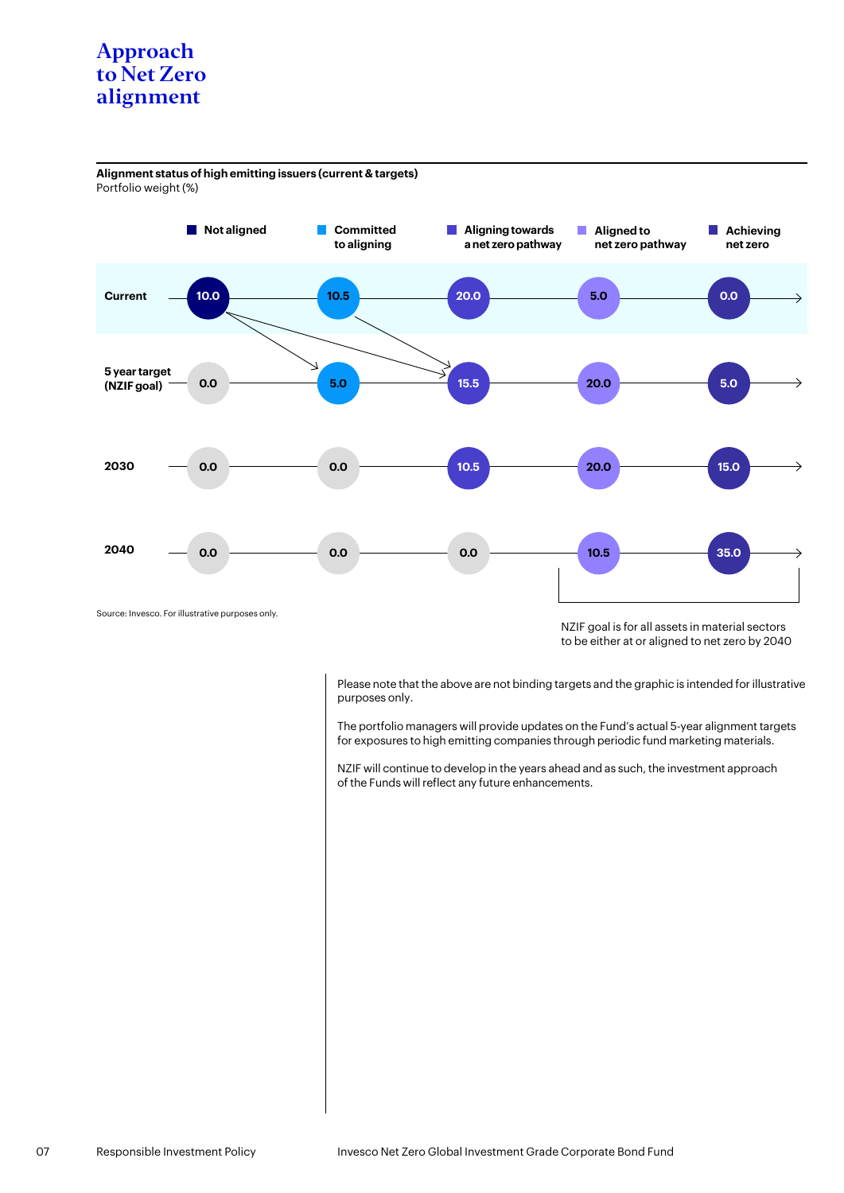# Approach to Net Zero alignment

**Alignment status of high emitting issuers (current & targets)**
Portfolio weight (%)

| | Not aligned | Committed to aligning | Aligning towards a net zero pathway | Aligned to net zero pathway | Achieving net zero |
|---|---|---|---|---|---|
| Current | 10.0 | 10.5 | 20.0 | 5.0 | 0.0 |
| 5 year target (NZIF goal) | 0.0 | 5.0 | 15.5 | 20.0 | 5.0 |
| 2030 | 0.0 | 0.0 | 10.5 | 20.0 | 15.0 |
| 2040 | 0.0 | 0.0 | 0.0 | 10.5 | 35.0 |

Source: Invesco. For illustrative purposes only.

NZIF goal is for all assets in material sectors to be either at or aligned to net zero by 2040

Please note that the above are not binding targets and the graphic is intended for illustrative purposes only.

The portfolio managers will provide updates on the Fund's actual 5-year alignment targets for exposures to high emitting companies through periodic fund marketing materials.

NZIF will continue to develop in the years ahead and as such, the investment approach of the Funds will reflect any future enhancements.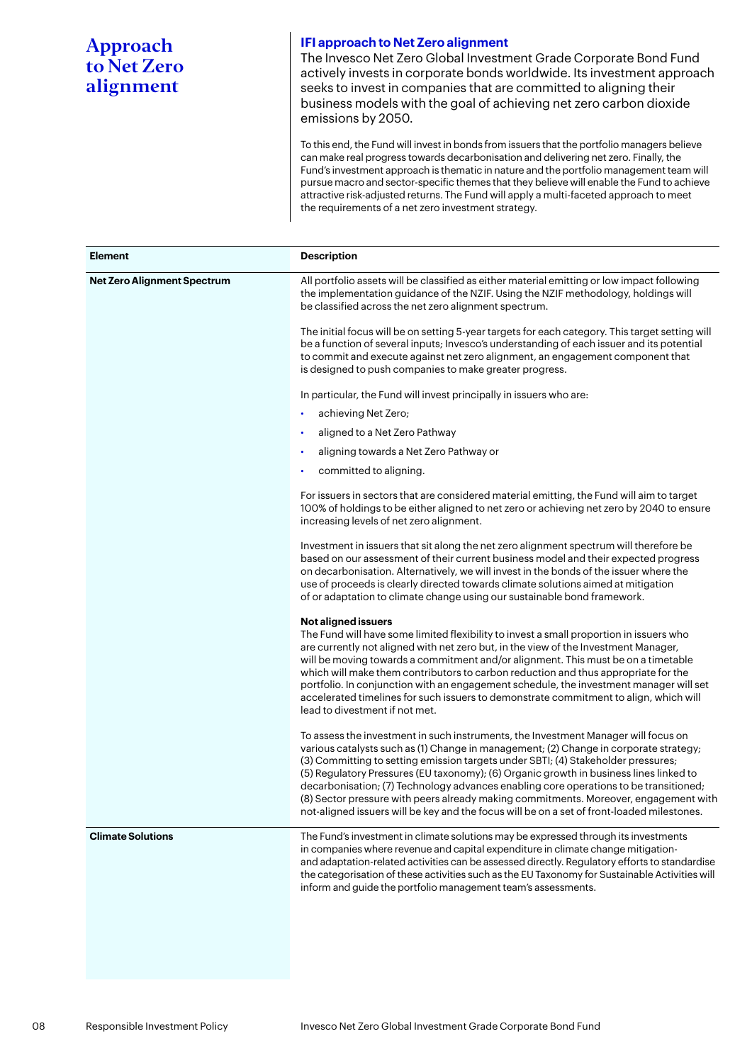# Approach to Net Zero alignment

## IFI approach to Net Zero alignment

The Invesco Net Zero Global Investment Grade Corporate Bond Fund actively invests in corporate bonds worldwide. Its investment approach seeks to invest in companies that are committed to aligning their business models with the goal of achieving net zero carbon dioxide emissions by 2050.

To this end, the Fund will invest in bonds from issuers that the portfolio managers believe can make real progress towards decarbonisation and delivering net zero. Finally, the Fund's investment approach is thematic in nature and the portfolio management team will pursue macro and sector-specific themes that they believe will enable the Fund to achieve attractive risk-adjusted returns. The Fund will apply a multi-faceted approach to meet the requirements of a net zero investment strategy.

| Element | Description |
|---|---|
| **Net Zero Alignment Spectrum** | All portfolio assets will be classified as either material emitting or low impact following the implementation guidance of the NZIF. Using the NZIF methodology, holdings will be classified across the net zero alignment spectrum.<br><br>The initial focus will be on setting 5-year targets for each category. This target setting will be a function of several inputs; Invesco's understanding of each issuer and its potential to commit and execute against net zero alignment, an engagement component that is designed to push companies to make greater progress.<br><br>In particular, the Fund will invest principally in issuers who are:<br>• achieving Net Zero;<br>• aligned to a Net Zero Pathway<br>• aligning towards a Net Zero Pathway or<br>• committed to aligning.<br><br>For issuers in sectors that are considered material emitting, the Fund will aim to target 100% of holdings to be either aligned to net zero or achieving net zero by 2040 to ensure increasing levels of net zero alignment.<br><br>Investment in issuers that sit along the net zero alignment spectrum will therefore be based on our assessment of their current business model and their expected progress on decarbonisation. Alternatively, we will invest in the bonds of the issuer where the use of proceeds is clearly directed towards climate solutions aimed at mitigation of or adaptation to climate change using our sustainable bond framework.<br><br>**Not aligned issuers**<br>The Fund will have some limited flexibility to invest a small proportion in issuers who are currently not aligned with net zero but, in the view of the Investment Manager, will be moving towards a commitment and/or alignment. This must be on a timetable which will make them contributors to carbon reduction and thus appropriate for the portfolio. In conjunction with an engagement schedule, the investment manager will set accelerated timelines for such issuers to demonstrate commitment to align, which will lead to divestment if not met.<br><br>To assess the investment in such instruments, the Investment Manager will focus on various catalysts such as (1) Change in management; (2) Change in corporate strategy; (3) Committing to setting emission targets under SBTI; (4) Stakeholder pressures; (5) Regulatory Pressures (EU taxonomy); (6) Organic growth in business lines linked to decarbonisation; (7) Technology advances enabling core operations to be transitioned; (8) Sector pressure with peers already making commitments. Moreover, engagement with not-aligned issuers will be key and the focus will be on a set of front-loaded milestones. |
| **Climate Solutions** | The Fund's investment in climate solutions may be expressed through its investments in companies where revenue and capital expenditure in climate change mitigation- and adaptation-related activities can be assessed directly. Regulatory efforts to standardise the categorisation of these activities such as the EU Taxonomy for Sustainable Activities will inform and guide the portfolio management team's assessments. |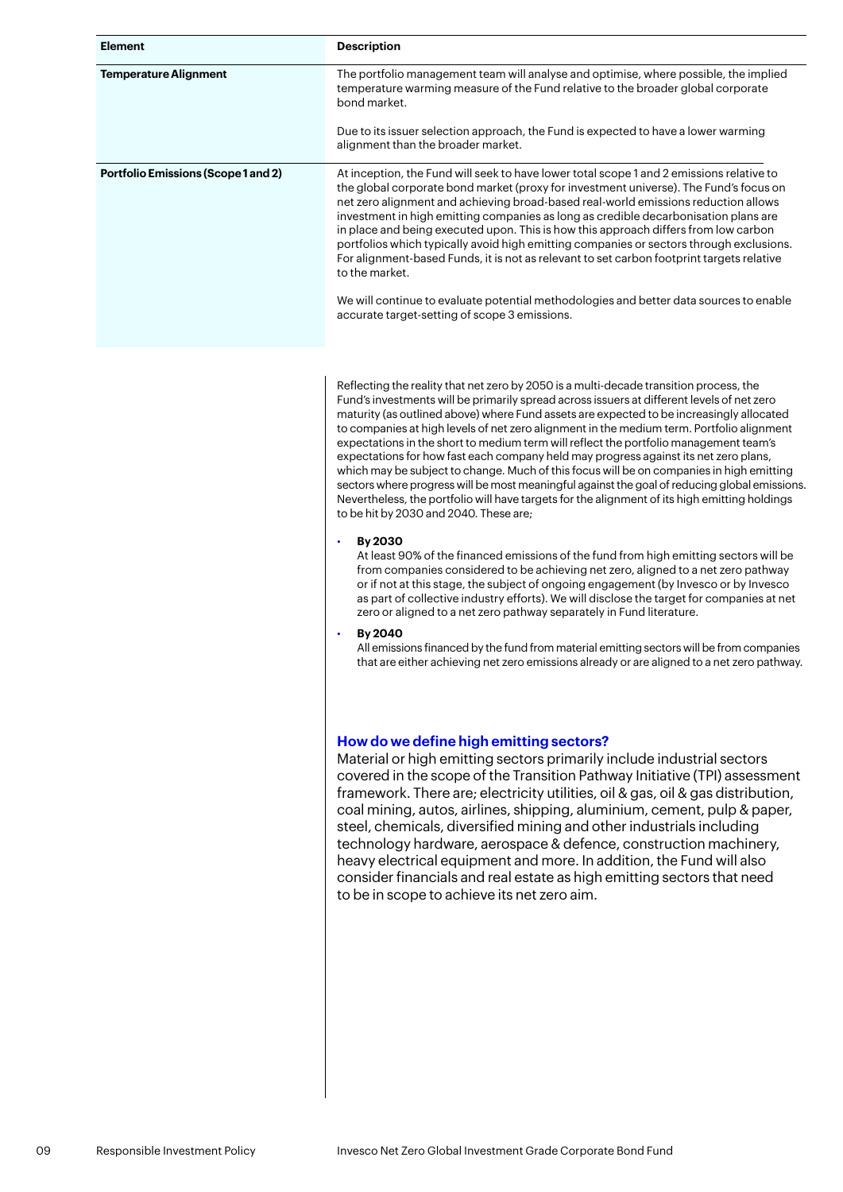| Element | Description |
| --- | --- |
| **Temperature Alignment** | The portfolio management team will analyse and optimise, where possible, the implied temperature warming measure of the Fund relative to the broader global corporate bond market.<br><br>Due to its issuer selection approach, the Fund is expected to have a lower warming alignment than the broader market. |
| **Portfolio Emissions (Scope 1 and 2)** | At inception, the Fund will seek to have lower total scope 1 and 2 emissions relative to the global corporate bond market (proxy for investment universe). The Fund's focus on net zero alignment and achieving broad-based real-world emissions reduction allows investment in high emitting companies as long as credible decarbonisation plans are in place and being executed upon. This is how this approach differs from low carbon portfolios which typically avoid high emitting companies or sectors through exclusions. For alignment-based Funds, it is not as relevant to set carbon footprint targets relative to the market.<br><br>We will continue to evaluate potential methodologies and better data sources to enable accurate target-setting of scope 3 emissions. |

Reflecting the reality that net zero by 2050 is a multi-decade transition process, the Fund's investments will be primarily spread across issuers at different levels of net zero maturity (as outlined above) where Fund assets are expected to be increasingly allocated to companies at high levels of net zero alignment in the medium term. Portfolio alignment expectations in the short to medium term will reflect the portfolio management team's expectations for how fast each company held may progress against its net zero plans, which may be subject to change. Much of this focus will be on companies in high emitting sectors where progress will be most meaningful against the goal of reducing global emissions. Nevertheless, the portfolio will have targets for the alignment of its high emitting holdings to be hit by 2030 and 2040. These are;

- **By 2030**
  At least 90% of the financed emissions of the fund from high emitting sectors will be from companies considered to be achieving net zero, aligned to a net zero pathway or if not at this stage, the subject of ongoing engagement (by Invesco or by Invesco as part of collective industry efforts). We will disclose the target for companies at net zero or aligned to a net zero pathway separately in Fund literature.
- **By 2040**
  All emissions financed by the fund from material emitting sectors will be from companies that are either achieving net zero emissions already or are aligned to a net zero pathway.

### How do we define high emitting sectors?

Material or high emitting sectors primarily include industrial sectors covered in the scope of the Transition Pathway Initiative (TPI) assessment framework. There are; electricity utilities, oil & gas, oil & gas distribution, coal mining, autos, airlines, shipping, aluminium, cement, pulp & paper, steel, chemicals, diversified mining and other industrials including technology hardware, aerospace & defence, construction machinery, heavy electrical equipment and more. In addition, the Fund will also consider financials and real estate as high emitting sectors that need to be in scope to achieve its net zero aim.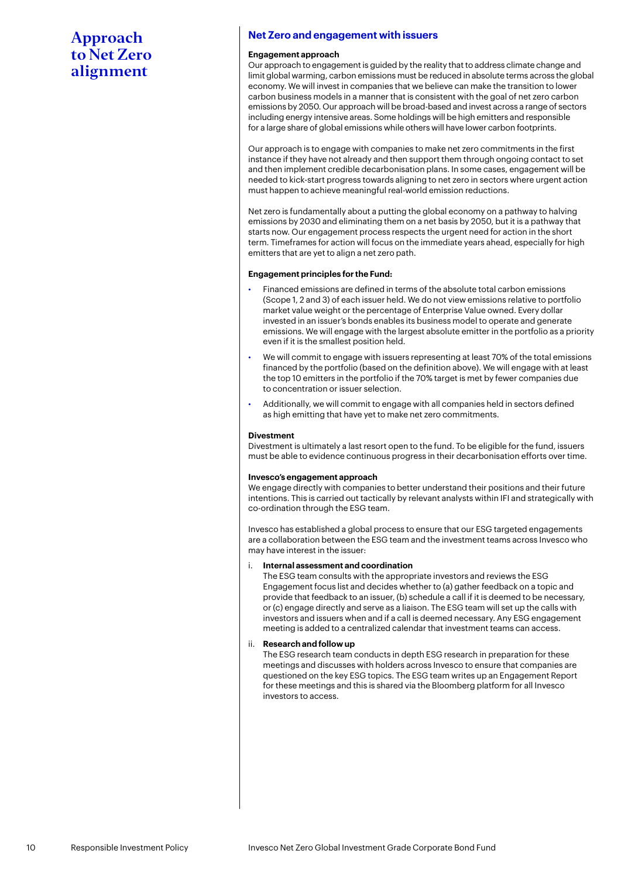# Approach to Net Zero alignment

## Net Zero and engagement with issuers

**Engagement approach**

Our approach to engagement is guided by the reality that to address climate change and limit global warming, carbon emissions must be reduced in absolute terms across the global economy. We will invest in companies that we believe can make the transition to lower carbon business models in a manner that is consistent with the goal of net zero carbon emissions by 2050. Our approach will be broad-based and invest across a range of sectors including energy intensive areas. Some holdings will be high emitters and responsible for a large share of global emissions while others will have lower carbon footprints.

Our approach is to engage with companies to make net zero commitments in the first instance if they have not already and then support them through ongoing contact to set and then implement credible decarbonisation plans. In some cases, engagement will be needed to kick-start progress towards aligning to net zero in sectors where urgent action must happen to achieve meaningful real-world emission reductions.

Net zero is fundamentally about a putting the global economy on a pathway to halving emissions by 2030 and eliminating them on a net basis by 2050, but it is a pathway that starts now. Our engagement process respects the urgent need for action in the short term. Timeframes for action will focus on the immediate years ahead, especially for high emitters that are yet to align a net zero path.

**Engagement principles for the Fund:**

- Financed emissions are defined in terms of the absolute total carbon emissions (Scope 1, 2 and 3) of each issuer held. We do not view emissions relative to portfolio market value weight or the percentage of Enterprise Value owned. Every dollar invested in an issuer's bonds enables its business model to operate and generate emissions. We will engage with the largest absolute emitter in the portfolio as a priority even if it is the smallest position held.
- We will commit to engage with issuers representing at least 70% of the total emissions financed by the portfolio (based on the definition above). We will engage with at least the top 10 emitters in the portfolio if the 70% target is met by fewer companies due to concentration or issuer selection.
- Additionally, we will commit to engage with all companies held in sectors defined as high emitting that have yet to make net zero commitments.

**Divestment**

Divestment is ultimately a last resort open to the fund. To be eligible for the fund, issuers must be able to evidence continuous progress in their decarbonisation efforts over time.

**Invesco's engagement approach**

We engage directly with companies to better understand their positions and their future intentions. This is carried out tactically by relevant analysts within IFI and strategically with co-ordination through the ESG team.

Invesco has established a global process to ensure that our ESG targeted engagements are a collaboration between the ESG team and the investment teams across Invesco who may have interest in the issuer:

i. **Internal assessment and coordination**
   The ESG team consults with the appropriate investors and reviews the ESG Engagement focus list and decides whether to (a) gather feedback on a topic and provide that feedback to an issuer, (b) schedule a call if it is deemed to be necessary, or (c) engage directly and serve as a liaison. The ESG team will set up the calls with investors and issuers when and if a call is deemed necessary. Any ESG engagement meeting is added to a centralized calendar that investment teams can access.

ii. **Research and follow up**
   The ESG research team conducts in depth ESG research in preparation for these meetings and discusses with holders across Invesco to ensure that companies are questioned on the key ESG topics. The ESG team writes up an Engagement Report for these meetings and this is shared via the Bloomberg platform for all Invesco investors to access.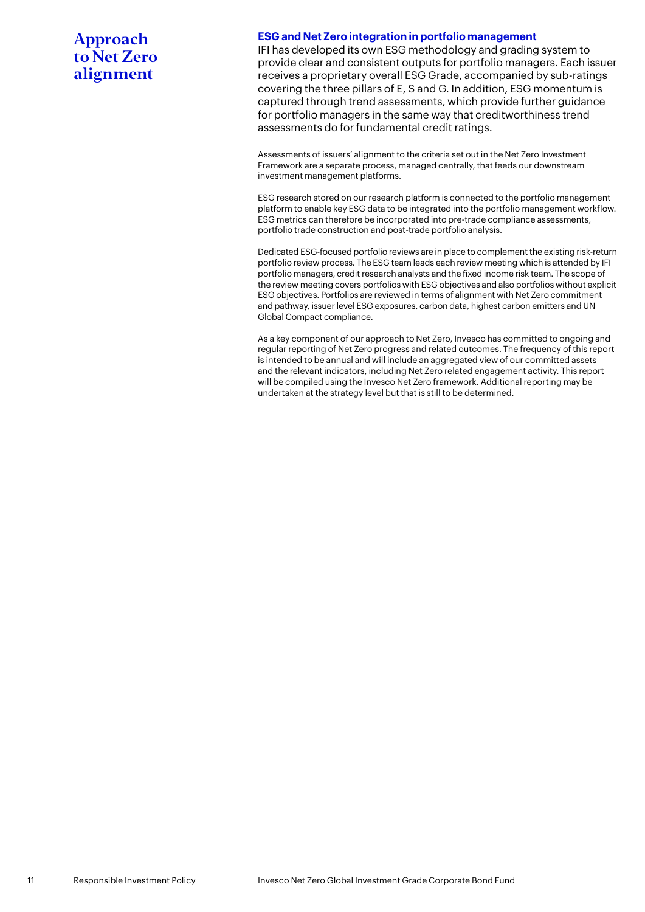# Approach to Net Zero alignment

## ESG and Net Zero integration in portfolio management

IFI has developed its own ESG methodology and grading system to provide clear and consistent outputs for portfolio managers. Each issuer receives a proprietary overall ESG Grade, accompanied by sub-ratings covering the three pillars of E, S and G. In addition, ESG momentum is captured through trend assessments, which provide further guidance for portfolio managers in the same way that creditworthiness trend assessments do for fundamental credit ratings.

Assessments of issuers' alignment to the criteria set out in the Net Zero Investment Framework are a separate process, managed centrally, that feeds our downstream investment management platforms.

ESG research stored on our research platform is connected to the portfolio management platform to enable key ESG data to be integrated into the portfolio management workflow. ESG metrics can therefore be incorporated into pre-trade compliance assessments, portfolio trade construction and post-trade portfolio analysis.

Dedicated ESG-focused portfolio reviews are in place to complement the existing risk-return portfolio review process. The ESG team leads each review meeting which is attended by IFI portfolio managers, credit research analysts and the fixed income risk team. The scope of the review meeting covers portfolios with ESG objectives and also portfolios without explicit ESG objectives. Portfolios are reviewed in terms of alignment with Net Zero commitment and pathway, issuer level ESG exposures, carbon data, highest carbon emitters and UN Global Compact compliance.

As a key component of our approach to Net Zero, Invesco has committed to ongoing and regular reporting of Net Zero progress and related outcomes. The frequency of this report is intended to be annual and will include an aggregated view of our committed assets and the relevant indicators, including Net Zero related engagement activity. This report will be compiled using the Invesco Net Zero framework. Additional reporting may be undertaken at the strategy level but that is still to be determined.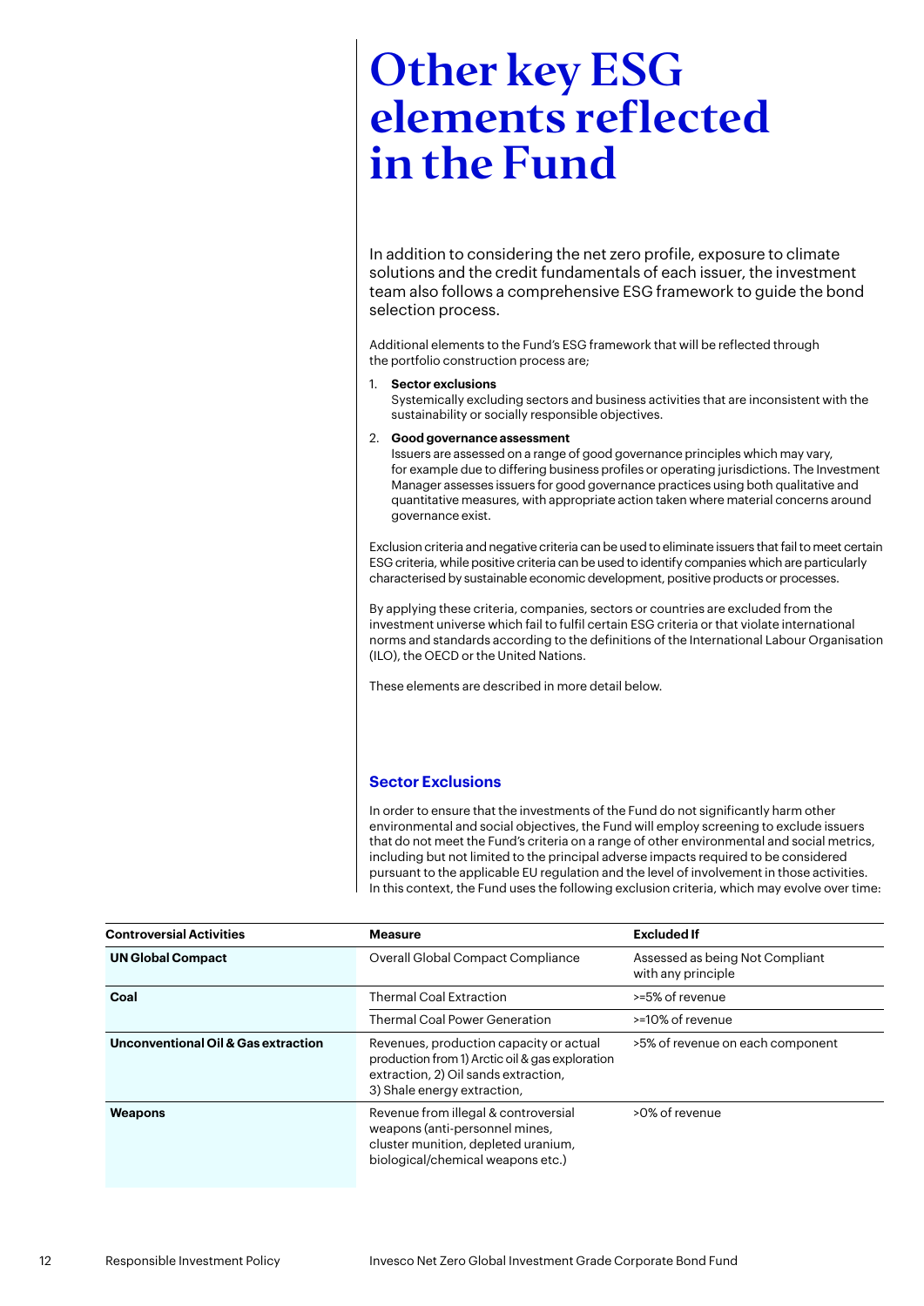# Other key ESG elements reflected in the Fund

In addition to considering the net zero profile, exposure to climate solutions and the credit fundamentals of each issuer, the investment team also follows a comprehensive ESG framework to guide the bond selection process.

Additional elements to the Fund's ESG framework that will be reflected through the portfolio construction process are;

1. **Sector exclusions**
   Systemically excluding sectors and business activities that are inconsistent with the sustainability or socially responsible objectives.
2. **Good governance assessment**
   Issuers are assessed on a range of good governance principles which may vary, for example due to differing business profiles or operating jurisdictions. The Investment Manager assesses issuers for good governance practices using both qualitative and quantitative measures, with appropriate action taken where material concerns around governance exist.

Exclusion criteria and negative criteria can be used to eliminate issuers that fail to meet certain ESG criteria, while positive criteria can be used to identify companies which are particularly characterised by sustainable economic development, positive products or processes.

By applying these criteria, companies, sectors or countries are excluded from the investment universe which fail to fulfil certain ESG criteria or that violate international norms and standards according to the definitions of the International Labour Organisation (ILO), the OECD or the United Nations.

These elements are described in more detail below.

## Sector Exclusions

In order to ensure that the investments of the Fund do not significantly harm other environmental and social objectives, the Fund will employ screening to exclude issuers that do not meet the Fund's criteria on a range of other environmental and social metrics, including but not limited to the principal adverse impacts required to be considered pursuant to the applicable EU regulation and the level of involvement in those activities. In this context, the Fund uses the following exclusion criteria, which may evolve over time:

| Controversial Activities | Measure | Excluded If |
|---|---|---|
| **UN Global Compact** | Overall Global Compact Compliance | Assessed as being Not Compliant with any principle |
| **Coal** | Thermal Coal Extraction | >=5% of revenue |
| | Thermal Coal Power Generation | >=10% of revenue |
| **Unconventional Oil & Gas extraction** | Revenues, production capacity or actual production from 1) Arctic oil & gas exploration extraction, 2) Oil sands extraction, 3) Shale energy extraction, | >5% of revenue on each component |
| **Weapons** | Revenue from illegal & controversial weapons (anti-personnel mines, cluster munition, depleted uranium, biological/chemical weapons etc.) | >0% of revenue |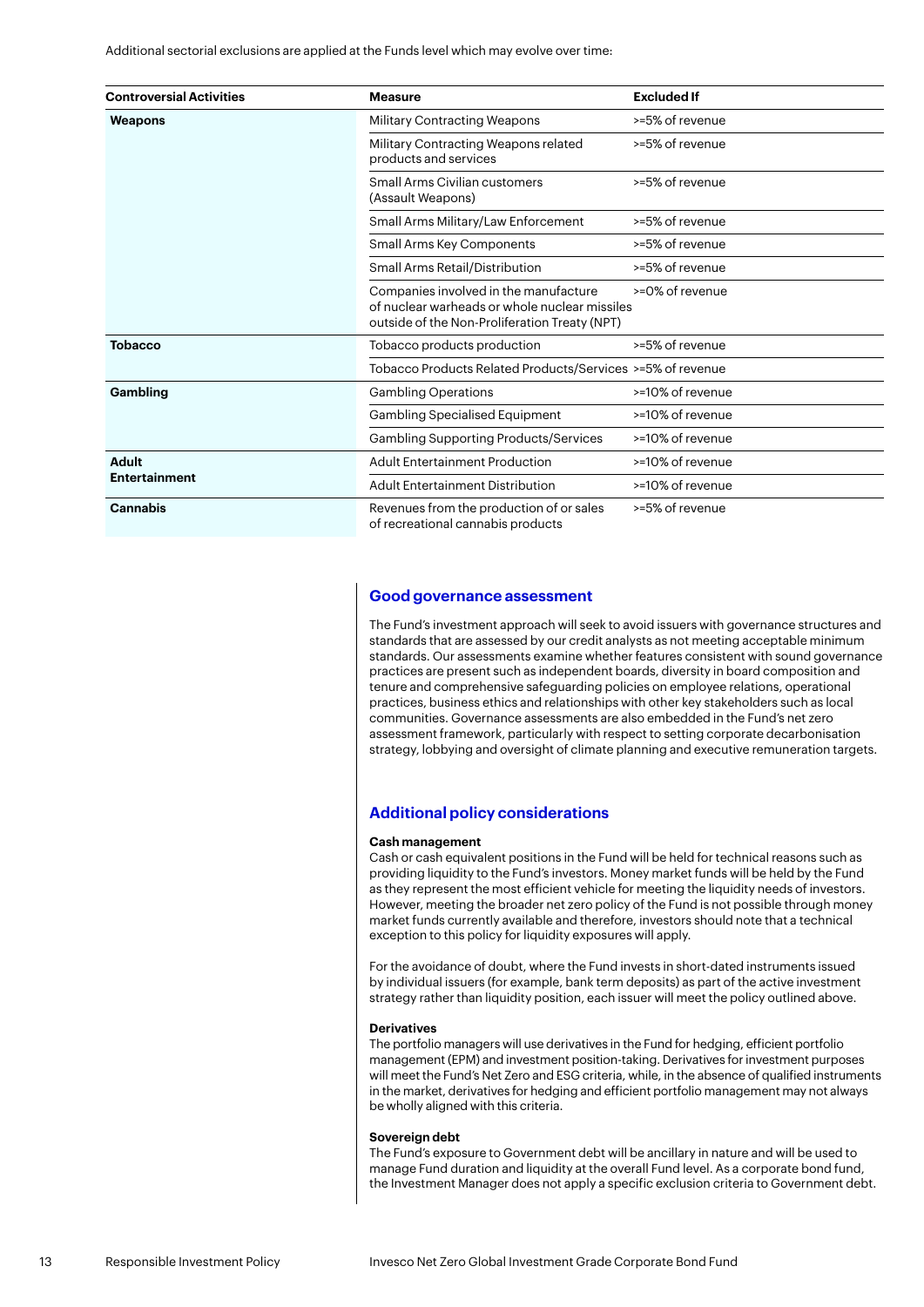Additional sectorial exclusions are applied at the Funds level which may evolve over time:

| Controversial Activities | Measure | Excluded If |
|---|---|---|
| **Weapons** | Military Contracting Weapons | >=5% of revenue |
| | Military Contracting Weapons related products and services | >=5% of revenue |
| | Small Arms Civilian customers (Assault Weapons) | >=5% of revenue |
| | Small Arms Military/Law Enforcement | >=5% of revenue |
| | Small Arms Key Components | >=5% of revenue |
| | Small Arms Retail/Distribution | >=5% of revenue |
| | Companies involved in the manufacture of nuclear warheads or whole nuclear missiles outside of the Non-Proliferation Treaty (NPT) | >=0% of revenue |
| **Tobacco** | Tobacco products production | >=5% of revenue |
| | Tobacco Products Related Products/Services | >=5% of revenue |
| **Gambling** | Gambling Operations | >=10% of revenue |
| | Gambling Specialised Equipment | >=10% of revenue |
| | Gambling Supporting Products/Services | >=10% of revenue |
| **Adult Entertainment** | Adult Entertainment Production | >=10% of revenue |
| | Adult Entertainment Distribution | >=10% of revenue |
| **Cannabis** | Revenues from the production of or sales of recreational cannabis products | >=5% of revenue |

## Good governance assessment

The Fund's investment approach will seek to avoid issuers with governance structures and standards that are assessed by our credit analysts as not meeting acceptable minimum standards. Our assessments examine whether features consistent with sound governance practices are present such as independent boards, diversity in board composition and tenure and comprehensive safeguarding policies on employee relations, operational practices, business ethics and relationships with other key stakeholders such as local communities. Governance assessments are also embedded in the Fund's net zero assessment framework, particularly with respect to setting corporate decarbonisation strategy, lobbying and oversight of climate planning and executive remuneration targets.

## Additional policy considerations

**Cash management**

Cash or cash equivalent positions in the Fund will be held for technical reasons such as providing liquidity to the Fund's investors. Money market funds will be held by the Fund as they represent the most efficient vehicle for meeting the liquidity needs of investors. However, meeting the broader net zero policy of the Fund is not possible through money market funds currently available and therefore, investors should note that a technical exception to this policy for liquidity exposures will apply.

For the avoidance of doubt, where the Fund invests in short-dated instruments issued by individual issuers (for example, bank term deposits) as part of the active investment strategy rather than liquidity position, each issuer will meet the policy outlined above.

**Derivatives**

The portfolio managers will use derivatives in the Fund for hedging, efficient portfolio management (EPM) and investment position-taking. Derivatives for investment purposes will meet the Fund's Net Zero and ESG criteria, while, in the absence of qualified instruments in the market, derivatives for hedging and efficient portfolio management may not always be wholly aligned with this criteria.

**Sovereign debt**

The Fund's exposure to Government debt will be ancillary in nature and will be used to manage Fund duration and liquidity at the overall Fund level. As a corporate bond fund, the Investment Manager does not apply a specific exclusion criteria to Government debt.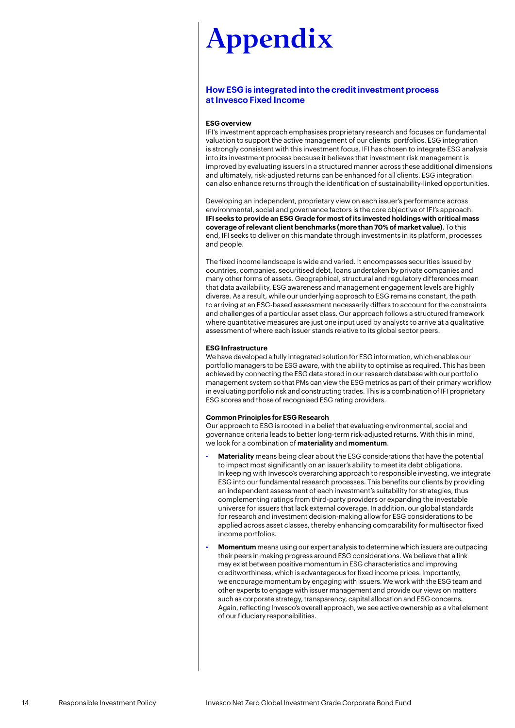# Appendix

## How ESG is integrated into the credit investment process at Invesco Fixed Income

### ESG overview

IFI's investment approach emphasises proprietary research and focuses on fundamental valuation to support the active management of our clients' portfolios. ESG integration is strongly consistent with this investment focus. IFI has chosen to integrate ESG analysis into its investment process because it believes that investment risk management is improved by evaluating issuers in a structured manner across these additional dimensions and ultimately, risk-adjusted returns can be enhanced for all clients. ESG integration can also enhance returns through the identification of sustainability-linked opportunities.

Developing an independent, proprietary view on each issuer's performance across environmental, social and governance factors is the core objective of IFI's approach. **IFI seeks to provide an ESG Grade for most of its invested holdings with critical mass coverage of relevant client benchmarks (more than 70% of market value)**. To this end, IFI seeks to deliver on this mandate through investments in its platform, processes and people.

The fixed income landscape is wide and varied. It encompasses securities issued by countries, companies, securitised debt, loans undertaken by private companies and many other forms of assets. Geographical, structural and regulatory differences mean that data availability, ESG awareness and management engagement levels are highly diverse. As a result, while our underlying approach to ESG remains constant, the path to arriving at an ESG-based assessment necessarily differs to account for the constraints and challenges of a particular asset class. Our approach follows a structured framework where quantitative measures are just one input used by analysts to arrive at a qualitative assessment of where each issuer stands relative to its global sector peers.

### ESG Infrastructure

We have developed a fully integrated solution for ESG information, which enables our portfolio managers to be ESG aware, with the ability to optimise as required. This has been achieved by connecting the ESG data stored in our research database with our portfolio management system so that PMs can view the ESG metrics as part of their primary workflow in evaluating portfolio risk and constructing trades. This is a combination of IFI proprietary ESG scores and those of recognised ESG rating providers.

### Common Principles for ESG Research

Our approach to ESG is rooted in a belief that evaluating environmental, social and governance criteria leads to better long-term risk-adjusted returns. With this in mind, we look for a combination of **materiality** and **momentum**.

- **Materiality** means being clear about the ESG considerations that have the potential to impact most significantly on an issuer's ability to meet its debt obligations. In keeping with Invesco's overarching approach to responsible investing, we integrate ESG into our fundamental research processes. This benefits our clients by providing an independent assessment of each investment's suitability for strategies, thus complementing ratings from third-party providers or expanding the investable universe for issuers that lack external coverage. In addition, our global standards for research and investment decision-making allow for ESG considerations to be applied across asset classes, thereby enhancing comparability for multisector fixed income portfolios.
- **Momentum** means using our expert analysis to determine which issuers are outpacing their peers in making progress around ESG considerations. We believe that a link may exist between positive momentum in ESG characteristics and improving creditworthiness, which is advantageous for fixed income prices. Importantly, we encourage momentum by engaging with issuers. We work with the ESG team and other experts to engage with issuer management and provide our views on matters such as corporate strategy, transparency, capital allocation and ESG concerns. Again, reflecting Invesco's overall approach, we see active ownership as a vital element of our fiduciary responsibilities.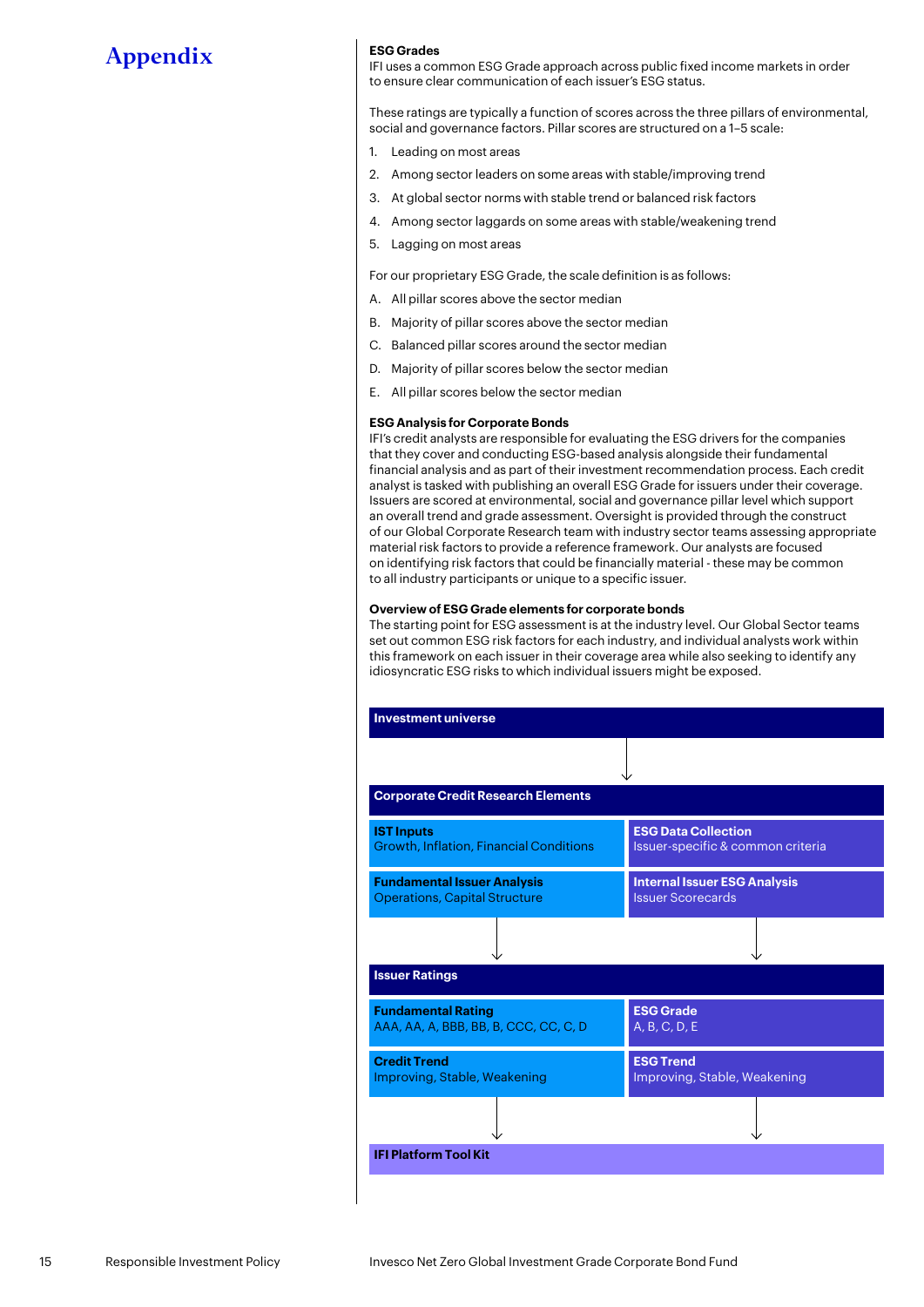# Appendix

### ESG Grades

IFI uses a common ESG Grade approach across public fixed income markets in order to ensure clear communication of each issuer's ESG status.

These ratings are typically a function of scores across the three pillars of environmental, social and governance factors. Pillar scores are structured on a 1–5 scale:

1. Leading on most areas
2. Among sector leaders on some areas with stable/improving trend
3. At global sector norms with stable trend or balanced risk factors
4. Among sector laggards on some areas with stable/weakening trend
5. Lagging on most areas

For our proprietary ESG Grade, the scale definition is as follows:

- A. All pillar scores above the sector median
- B. Majority of pillar scores above the sector median
- C. Balanced pillar scores around the sector median
- D. Majority of pillar scores below the sector median
- E. All pillar scores below the sector median

### ESG Analysis for Corporate Bonds

IFI's credit analysts are responsible for evaluating the ESG drivers for the companies that they cover and conducting ESG-based analysis alongside their fundamental financial analysis and as part of their investment recommendation process. Each credit analyst is tasked with publishing an overall ESG Grade for issuers under their coverage. Issuers are scored at environmental, social and governance pillar level which support an overall trend and grade assessment. Oversight is provided through the construct of our Global Corporate Research team with industry sector teams assessing appropriate material risk factors to provide a reference framework. Our analysts are focused on identifying risk factors that could be financially material - these may be common to all industry participants or unique to a specific issuer.

### Overview of ESG Grade elements for corporate bonds

The starting point for ESG assessment is at the industry level. Our Global Sector teams set out common ESG risk factors for each industry, and individual analysts work within this framework on each issuer in their coverage area while also seeking to identify any idiosyncratic ESG risks to which individual issuers might be exposed.

**Investment universe**

↓

**Corporate Credit Research Elements**

| | |
|---|---|
| **IST Inputs**<br>Growth, Inflation, Financial Conditions | **ESG Data Collection**<br>Issuer-specific & common criteria |
| **Fundamental Issuer Analysis**<br>Operations, Capital Structure | **Internal Issuer ESG Analysis**<br>Issuer Scorecards |

↓

**Issuer Ratings**

| | |
|---|---|
| **Fundamental Rating**<br>AAA, AA, A, BBB, BB, B, CCC, CC, C, D | **ESG Grade**<br>A, B, C, D, E |
| **Credit Trend**<br>Improving, Stable, Weakening | **ESG Trend**<br>Improving, Stable, Weakening |

↓

**IFI Platform Tool Kit**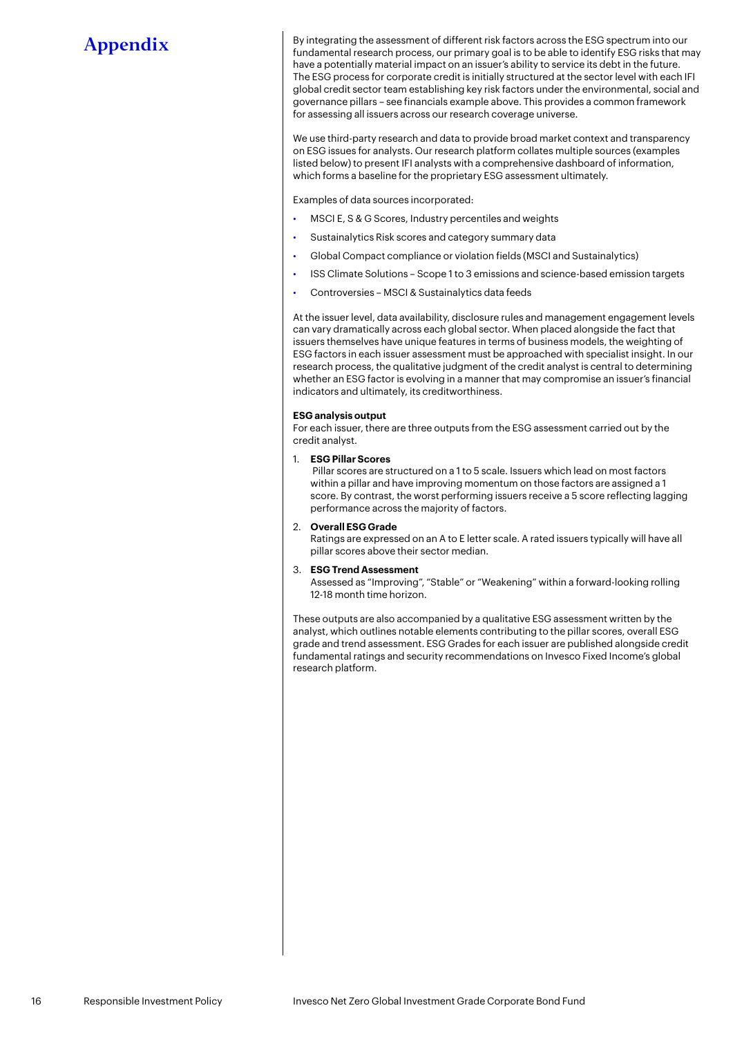# Appendix

By integrating the assessment of different risk factors across the ESG spectrum into our fundamental research process, our primary goal is to be able to identify ESG risks that may have a potentially material impact on an issuer's ability to service its debt in the future. The ESG process for corporate credit is initially structured at the sector level with each IFI global credit sector team establishing key risk factors under the environmental, social and governance pillars – see financials example above. This provides a common framework for assessing all issuers across our research coverage universe.

We use third-party research and data to provide broad market context and transparency on ESG issues for analysts. Our research platform collates multiple sources (examples listed below) to present IFI analysts with a comprehensive dashboard of information, which forms a baseline for the proprietary ESG assessment ultimately.

Examples of data sources incorporated:

- MSCI E, S & G Scores, Industry percentiles and weights
- Sustainalytics Risk scores and category summary data
- Global Compact compliance or violation fields (MSCI and Sustainalytics)
- ISS Climate Solutions – Scope 1 to 3 emissions and science-based emission targets
- Controversies – MSCI & Sustainalytics data feeds

At the issuer level, data availability, disclosure rules and management engagement levels can vary dramatically across each global sector. When placed alongside the fact that issuers themselves have unique features in terms of business models, the weighting of ESG factors in each issuer assessment must be approached with specialist insight. In our research process, the qualitative judgment of the credit analyst is central to determining whether an ESG factor is evolving in a manner that may compromise an issuer's financial indicators and ultimately, its creditworthiness.

**ESG analysis output**

For each issuer, there are three outputs from the ESG assessment carried out by the credit analyst.

1. **ESG Pillar Scores**
   Pillar scores are structured on a 1 to 5 scale. Issuers which lead on most factors within a pillar and have improving momentum on those factors are assigned a 1 score. By contrast, the worst performing issuers receive a 5 score reflecting lagging performance across the majority of factors.
2. **Overall ESG Grade**
   Ratings are expressed on an A to E letter scale. A rated issuers typically will have all pillar scores above their sector median.
3. **ESG Trend Assessment**
   Assessed as "Improving", "Stable" or "Weakening" within a forward-looking rolling 12-18 month time horizon.

These outputs are also accompanied by a qualitative ESG assessment written by the analyst, which outlines notable elements contributing to the pillar scores, overall ESG grade and trend assessment. ESG Grades for each issuer are published alongside credit fundamental ratings and security recommendations on Invesco Fixed Income's global research platform.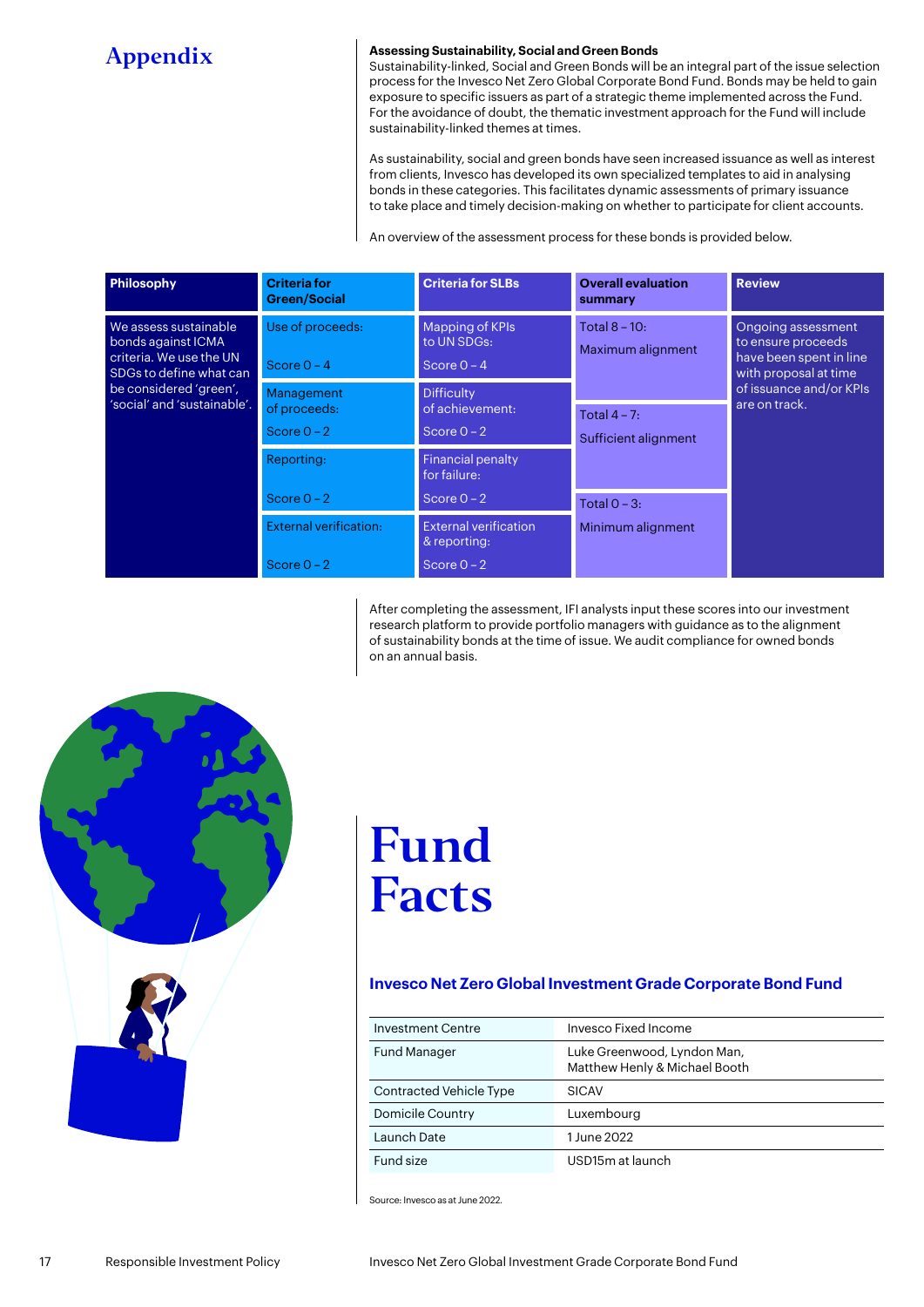# Appendix

### Assessing Sustainability, Social and Green Bonds

Sustainability-linked, Social and Green Bonds will be an integral part of the issue selection process for the Invesco Net Zero Global Corporate Bond Fund. Bonds may be held to gain exposure to specific issuers as part of a strategic theme implemented across the Fund. For the avoidance of doubt, the thematic investment approach for the Fund will include sustainability-linked themes at times.

As sustainability, social and green bonds have seen increased issuance as well as interest from clients, Invesco has developed its own specialized templates to aid in analysing bonds in these categories. This facilitates dynamic assessments of primary issuance to take place and timely decision-making on whether to participate for client accounts.

An overview of the assessment process for these bonds is provided below.

| Philosophy | Criteria for Green/Social | Criteria for SLBs | Overall evaluation summary | Review |
|---|---|---|---|---|
| We assess sustainable bonds against ICMA criteria. We use the UN SDGs to define what can be considered 'green', 'social' and 'sustainable'. | Use of proceeds: Score 0 – 4 | Mapping of KPIs to UN SDGs: Score 0 – 4 | Total 8 – 10: Maximum alignment | Ongoing assessment to ensure proceeds have been spent in line with proposal at time of issuance and/or KPIs are on track. |
| | Management of proceeds: Score 0 – 2 | Difficulty of achievement: Score 0 – 2 | Total 4 – 7: Sufficient alignment | |
| | Reporting: Score 0 – 2 | Financial penalty for failure: Score 0 – 2 | | |
| | External verification: Score 0 – 2 | External verification & reporting: Score 0 – 2 | Total 0 – 3: Minimum alignment | |

After completing the assessment, IFI analysts input these scores into our investment research platform to provide portfolio managers with guidance as to the alignment of sustainability bonds at the time of issue. We audit compliance for owned bonds on an annual basis.

# Fund Facts

### Invesco Net Zero Global Investment Grade Corporate Bond Fund

| | |
|---|---|
| Investment Centre | Invesco Fixed Income |
| Fund Manager | Luke Greenwood, Lyndon Man, Matthew Henly & Michael Booth |
| Contracted Vehicle Type | SICAV |
| Domicile Country | Luxembourg |
| Launch Date | 1 June 2022 |
| Fund size | USD15m at launch |

Source: Invesco as at June 2022.